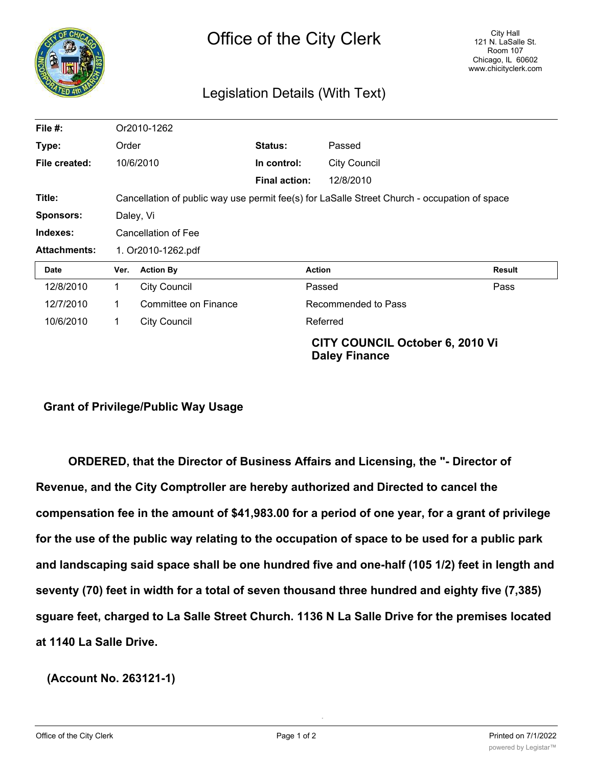# Office of the City Clerk

City Hall
121 N. LaSalle St.
Room 107
Chicago, IL 60602
www.chicityclerk.com

## Legislation Details (With Text)

| | | | |
|---|---|---|---|
| **File #:** | Or2010-1262 | | |
| **Type:** | Order | **Status:** | Passed |
| **File created:** | 10/6/2010 | **In control:** | City Council |
| | | **Final action:** | 12/8/2010 |
| **Title:** | Cancellation of public way use permit fee(s) for LaSalle Street Church - occupation of space | | |
| **Sponsors:** | Daley, Vi | | |
| **Indexes:** | Cancellation of Fee | | |
| **Attachments:** | 1. Or2010-1262.pdf | | |

| Date | Ver. | Action By | Action | Result |
|---|---|---|---|---|
| 12/8/2010 | 1 | City Council | Passed | Pass |
| 12/7/2010 | 1 | Committee on Finance | Recommended to Pass | |
| 10/6/2010 | 1 | City Council | Referred | |

**CITY COUNCIL October 6, 2010 Vi Daley Finance**

**Grant of Privilege/Public Way Usage**

**ORDERED, that the Director of Business Affairs and Licensing, the "- Director of Revenue, and the City Comptroller are hereby authorized and Directed to cancel the compensation fee in the amount of $41,983.00 for a period of one year, for a grant of privilege for the use of the public way relating to the occupation of space to be used for a public park and landscaping said space shall be one hundred five and one-half (105 1/2) feet in length and seventy (70) feet in width for a total of seven thousand three hundred and eighty five (7,385) sguare feet, charged to La Salle Street Church. 1136 N La Salle Drive for the premises located at 1140 La Salle Drive.**

**(Account No. 263121-1)**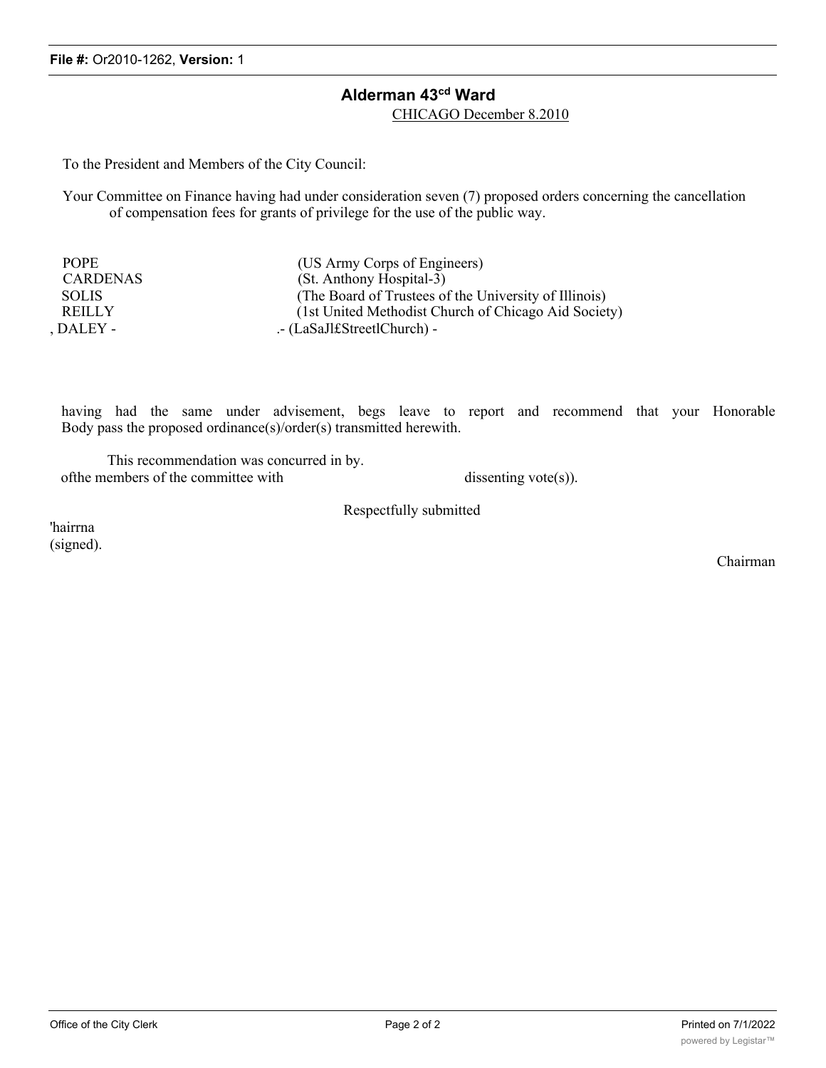## Alderman 43[cd] Ward

CHICAGO December 8.2010

To the President and Members of the City Council:

Your Committee on Finance having had under consideration seven (7) proposed orders concerning the cancellation of compensation fees for grants of privilege for the use of the public way.

| | |
|---|---|
| POPE | (US Army Corps of Engineers) |
| CARDENAS | (St. Anthony Hospital-3) |
| SOLIS | (The Board of Trustees of the University of Illinois) |
| REILLY | (1st United Methodist Church of Chicago Aid Society) |
| , DALEY - | .- (LaSaJl£StreetlChurch) - |

having had the same under advisement, begs leave to report and recommend that your Honorable Body pass the proposed ordinance(s)/order(s) transmitted herewith.

This recommendation was concurred in by. ofthe members of the committee with dissenting vote(s)).

Respectfully submitted

'hairrna
(signed).

Chairman